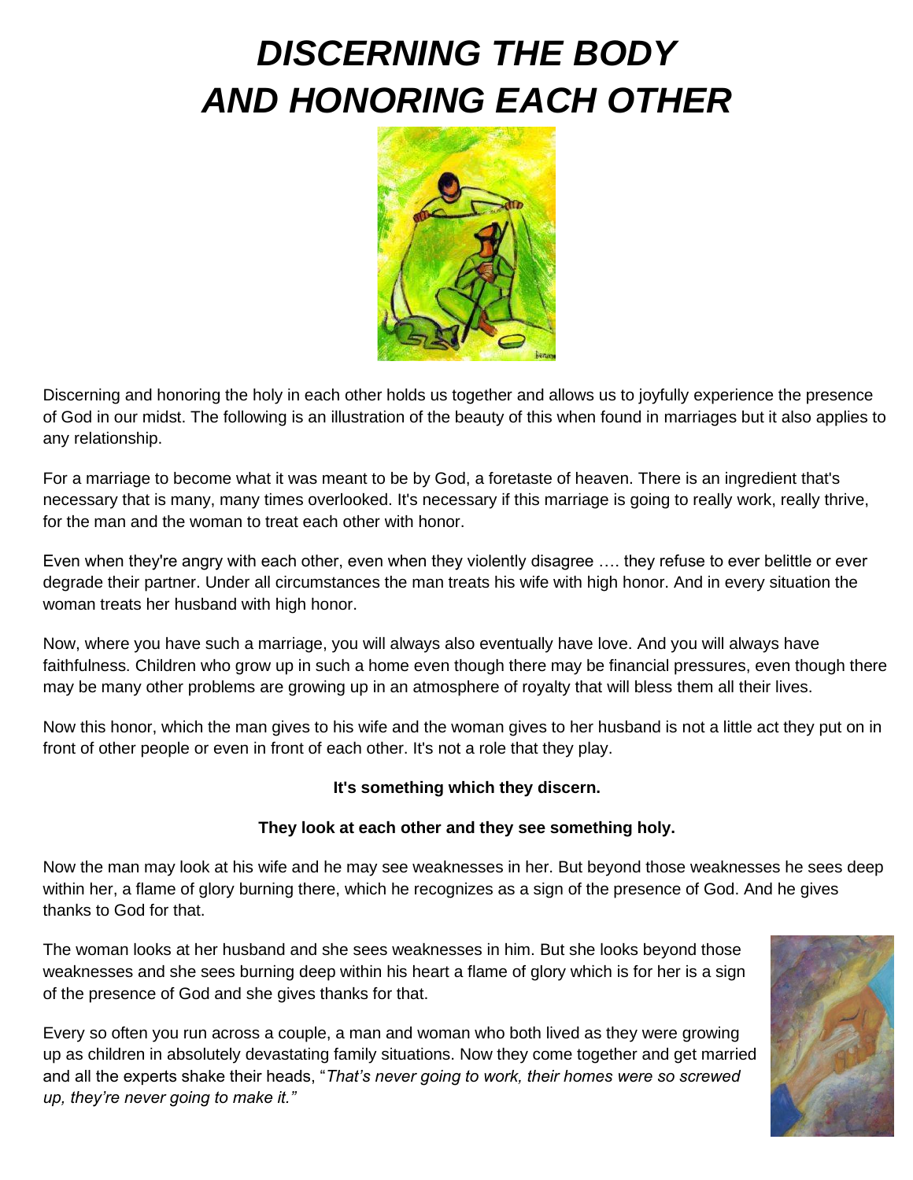# *DISCERNING THE BODY AND HONORING EACH OTHER*

Discerning and honoring the holy in each other holds us together and allows us to joyfully experience the presence of God in our midst. The following is an illustration of the beauty of this when found in marriages but it also applies to any relationship.

For a marriage to become what it was meant to be by God, a foretaste of heaven. There is an ingredient that's necessary that is many, many times overlooked. It's necessary if this marriage is going to really work, really thrive, for the man and the woman to treat each other with honor.

Even when they're angry with each other, even when they violently disagree …. they refuse to ever belittle or ever degrade their partner. Under all circumstances the man treats his wife with high honor. And in every situation the woman treats her husband with high honor.

Now, where you have such a marriage, you will always also eventually have love. And you will always have faithfulness. Children who grow up in such a home even though there may be financial pressures, even though there may be many other problems are growing up in an atmosphere of royalty that will bless them all their lives.

Now this honor, which the man gives to his wife and the woman gives to her husband is not a little act they put on in front of other people or even in front of each other. It's not a role that they play.

**It's something which they discern.**

**They look at each other and they see something holy.**

Now the man may look at his wife and he may see weaknesses in her. But beyond those weaknesses he sees deep within her, a flame of glory burning there, which he recognizes as a sign of the presence of God. And he gives thanks to God for that.

The woman looks at her husband and she sees weaknesses in him. But she looks beyond those weaknesses and she sees burning deep within his heart a flame of glory which is for her is a sign of the presence of God and she gives thanks for that.

Every so often you run across a couple, a man and woman who both lived as they were growing up as children in absolutely devastating family situations. Now they come together and get married and all the experts shake their heads, "*That's never going to work, their homes were so screwed up, they're never going to make it."*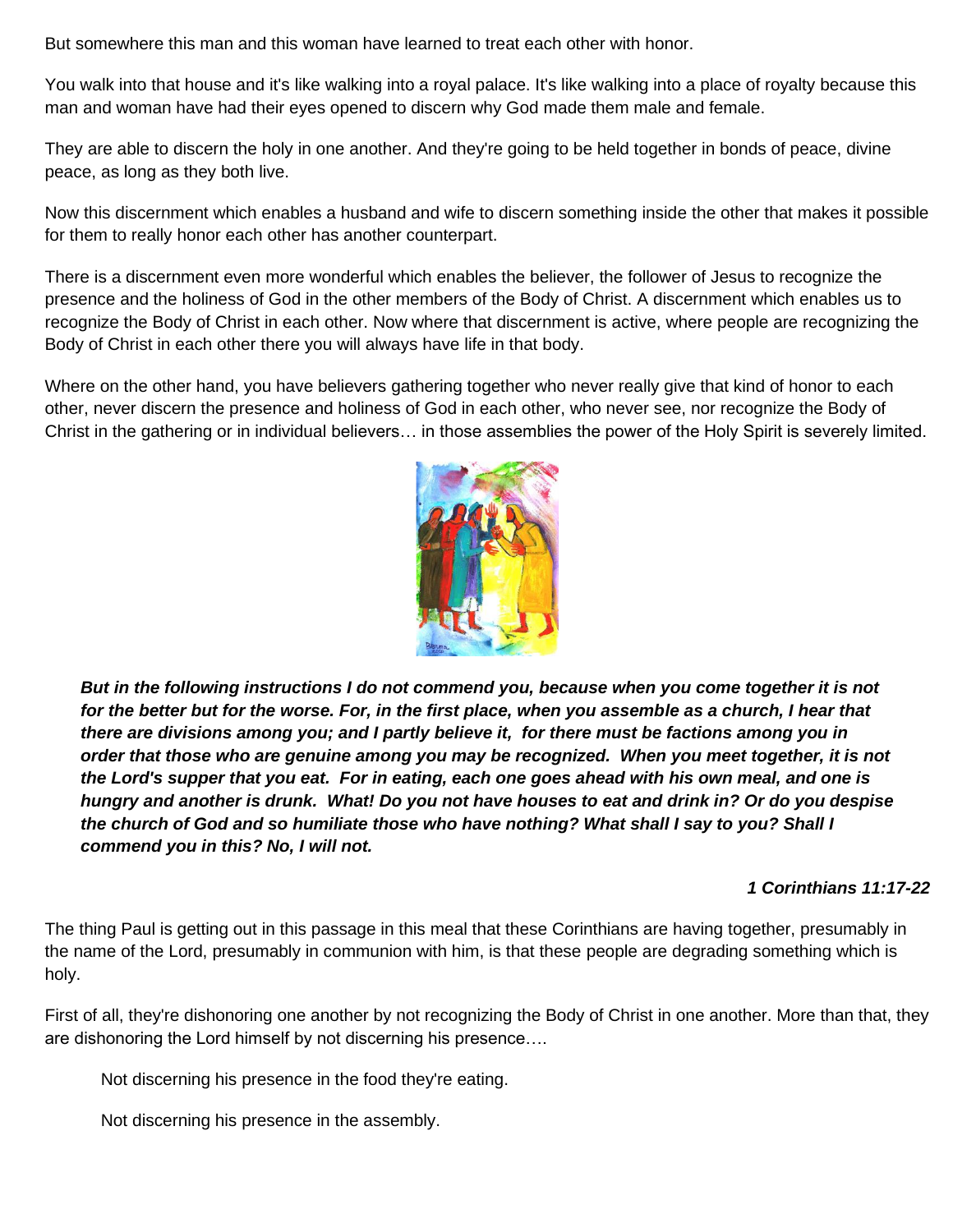But somewhere this man and this woman have learned to treat each other with honor.

You walk into that house and it's like walking into a royal palace. It's like walking into a place of royalty because this man and woman have had their eyes opened to discern why God made them male and female.

They are able to discern the holy in one another. And they're going to be held together in bonds of peace, divine peace, as long as they both live.

Now this discernment which enables a husband and wife to discern something inside the other that makes it possible for them to really honor each other has another counterpart.

There is a discernment even more wonderful which enables the believer, the follower of Jesus to recognize the presence and the holiness of God in the other members of the Body of Christ. A discernment which enables us to recognize the Body of Christ in each other. Now where that discernment is active, where people are recognizing the Body of Christ in each other there you will always have life in that body.

Where on the other hand, you have believers gathering together who never really give that kind of honor to each other, never discern the presence and holiness of God in each other, who never see, nor recognize the Body of Christ in the gathering or in individual believers… in those assemblies the power of the Holy Spirit is severely limited.

> ***But in the following instructions I do not commend you, because when you come together it is not for the better but for the worse. For, in the first place, when you assemble as a church, I hear that there are divisions among you; and I partly believe it, for there must be factions among you in order that those who are genuine among you may be recognized. When you meet together, it is not the Lord's supper that you eat. For in eating, each one goes ahead with his own meal, and one is hungry and another is drunk. What! Do you not have houses to eat and drink in? Or do you despise the church of God and so humiliate those who have nothing? What shall I say to you? Shall I commend you in this? No, I will not.***
>
> ***1 Corinthians 11:17-22***

The thing Paul is getting out in this passage in this meal that these Corinthians are having together, presumably in the name of the Lord, presumably in communion with him, is that these people are degrading something which is holy.

First of all, they're dishonoring one another by not recognizing the Body of Christ in one another. More than that, they are dishonoring the Lord himself by not discerning his presence….

> Not discerning his presence in the food they're eating.
>
> Not discerning his presence in the assembly.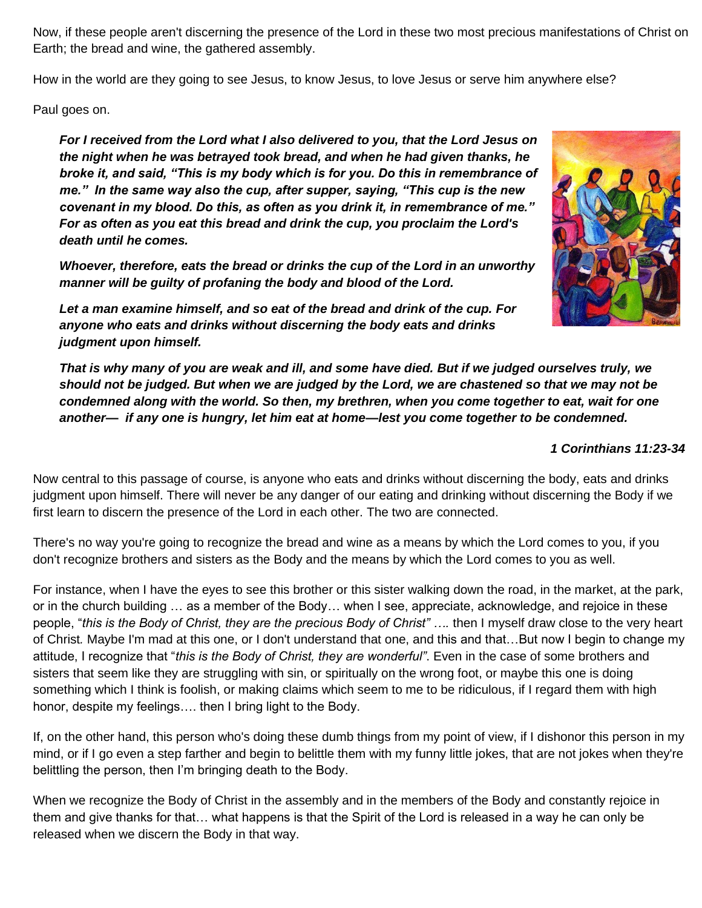Now, if these people aren't discerning the presence of the Lord in these two most precious manifestations of Christ on Earth; the bread and wine, the gathered assembly.

How in the world are they going to see Jesus, to know Jesus, to love Jesus or serve him anywhere else?

Paul goes on.

> ***For I received from the Lord what I also delivered to you, that the Lord Jesus on the night when he was betrayed took bread, and when he had given thanks, he broke it, and said, "This is my body which is for you. Do this in remembrance of me." In the same way also the cup, after supper, saying, "This cup is the new covenant in my blood. Do this, as often as you drink it, in remembrance of me." For as often as you eat this bread and drink the cup, you proclaim the Lord's death until he comes.***
>
> ***Whoever, therefore, eats the bread or drinks the cup of the Lord in an unworthy manner will be guilty of profaning the body and blood of the Lord.***
>
> ***Let a man examine himself, and so eat of the bread and drink of the cup. For anyone who eats and drinks without discerning the body eats and drinks judgment upon himself.***
>
> ***That is why many of you are weak and ill, and some have died. But if we judged ourselves truly, we should not be judged. But when we are judged by the Lord, we are chastened so that we may not be condemned along with the world. So then, my brethren, when you come together to eat, wait for one another— if any one is hungry, let him eat at home—lest you come together to be condemned.***

***1 Corinthians 11:23-34***

Now central to this passage of course, is anyone who eats and drinks without discerning the body, eats and drinks judgment upon himself. There will never be any danger of our eating and drinking without discerning the Body if we first learn to discern the presence of the Lord in each other. The two are connected.

There's no way you're going to recognize the bread and wine as a means by which the Lord comes to you, if you don't recognize brothers and sisters as the Body and the means by which the Lord comes to you as well.

For instance, when I have the eyes to see this brother or this sister walking down the road, in the market, at the park, or in the church building … as a member of the Body… when I see, appreciate, acknowledge, and rejoice in these people, "*this is the Body of Christ, they are the precious Body of Christ" ….* then I myself draw close to the very heart of Christ*.* Maybe I'm mad at this one, or I don't understand that one, and this and that…But now I begin to change my attitude, I recognize that "*this is the Body of Christ, they are wonderful"*. Even in the case of some brothers and sisters that seem like they are struggling with sin, or spiritually on the wrong foot, or maybe this one is doing something which I think is foolish, or making claims which seem to me to be ridiculous, if I regard them with high honor, despite my feelings…. then I bring light to the Body.

If, on the other hand, this person who's doing these dumb things from my point of view, if I dishonor this person in my mind, or if I go even a step farther and begin to belittle them with my funny little jokes, that are not jokes when they're belittling the person, then I'm bringing death to the Body.

When we recognize the Body of Christ in the assembly and in the members of the Body and constantly rejoice in them and give thanks for that… what happens is that the Spirit of the Lord is released in a way he can only be released when we discern the Body in that way.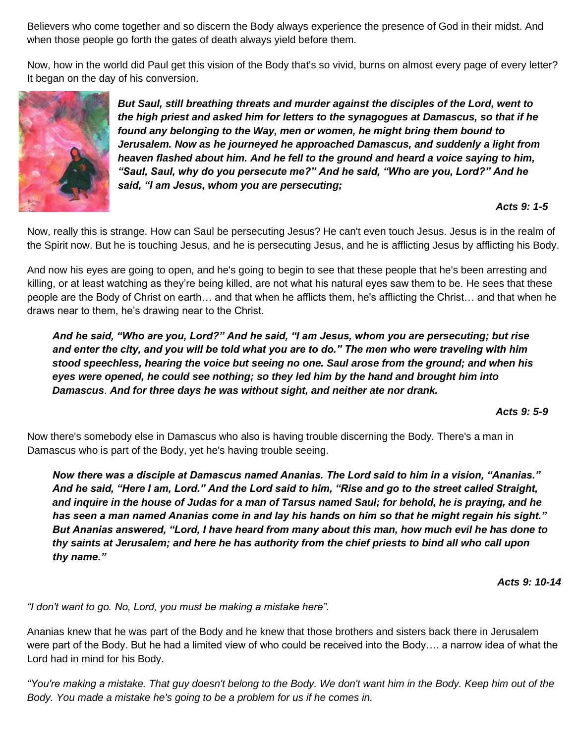Believers who come together and so discern the Body always experience the presence of God in their midst. And when those people go forth the gates of death always yield before them.

Now, how in the world did Paul get this vision of the Body that's so vivid, burns on almost every page of every letter? It began on the day of his conversion.

***But Saul, still breathing threats and murder against the disciples of the Lord, went to the high priest and asked him for letters to the synagogues at Damascus, so that if he found any belonging to the Way, men or women, he might bring them bound to Jerusalem. Now as he journeyed he approached Damascus, and suddenly a light from heaven flashed about him. And he fell to the ground and heard a voice saying to him, "Saul, Saul, why do you persecute me?" And he said, "Who are you, Lord?" And he said, "I am Jesus, whom you are persecuting;***

***Acts 9: 1-5***

Now, really this is strange. How can Saul be persecuting Jesus? He can't even touch Jesus. Jesus is in the realm of the Spirit now. But he is touching Jesus, and he is persecuting Jesus, and he is afflicting Jesus by afflicting his Body.

And now his eyes are going to open, and he's going to begin to see that these people that he's been arresting and killing, or at least watching as they're being killed, are not what his natural eyes saw them to be. He sees that these people are the Body of Christ on earth… and that when he afflicts them, he's afflicting the Christ… and that when he draws near to them, he's drawing near to the Christ.

***And he said, "Who are you, Lord?" And he said, "I am Jesus, whom you are persecuting; but rise and enter the city, and you will be told what you are to do." The men who were traveling with him stood speechless, hearing the voice but seeing no one. Saul arose from the ground; and when his eyes were opened, he could see nothing; so they led him by the hand and brought him into Damascus. And for three days he was without sight, and neither ate nor drank.***

***Acts 9: 5-9***

Now there's somebody else in Damascus who also is having trouble discerning the Body. There's a man in Damascus who is part of the Body, yet he's having trouble seeing.

***Now there was a disciple at Damascus named Ananias. The Lord said to him in a vision, "Ananias." And he said, "Here I am, Lord." And the Lord said to him, "Rise and go to the street called Straight, and inquire in the house of Judas for a man of Tarsus named Saul; for behold, he is praying, and he has seen a man named Ananias come in and lay his hands on him so that he might regain his sight." But Ananias answered, "Lord, I have heard from many about this man, how much evil he has done to thy saints at Jerusalem; and here he has authority from the chief priests to bind all who call upon thy name."***

***Acts 9: 10-14***

*"I don't want to go. No, Lord, you must be making a mistake here".*

Ananias knew that he was part of the Body and he knew that those brothers and sisters back there in Jerusalem were part of the Body. But he had a limited view of who could be received into the Body…. a narrow idea of what the Lord had in mind for his Body.

*"You're making a mistake. That guy doesn't belong to the Body. We don't want him in the Body. Keep him out of the Body. You made a mistake he's going to be a problem for us if he comes in.*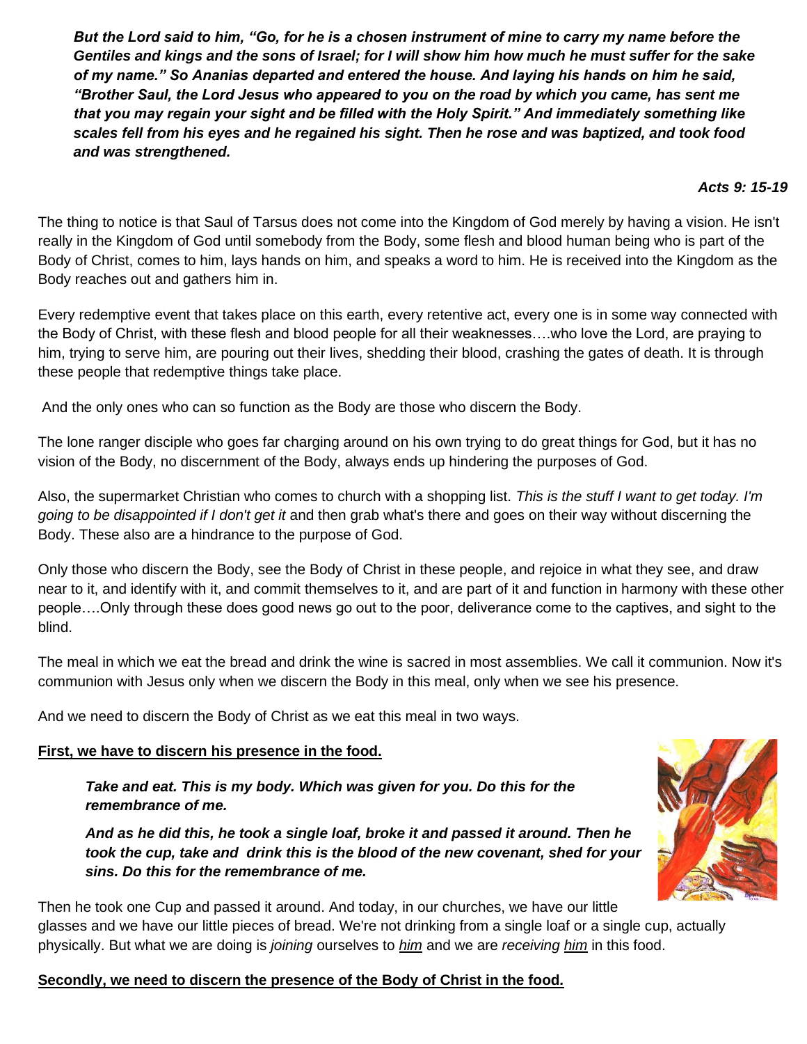***But the Lord said to him, "Go, for he is a chosen instrument of mine to carry my name before the Gentiles and kings and the sons of Israel; for I will show him how much he must suffer for the sake of my name." So Ananias departed and entered the house. And laying his hands on him he said, "Brother Saul, the Lord Jesus who appeared to you on the road by which you came, has sent me that you may regain your sight and be filled with the Holy Spirit." And immediately something like scales fell from his eyes and he regained his sight. Then he rose and was baptized, and took food and was strengthened.***

***Acts 9: 15-19***

The thing to notice is that Saul of Tarsus does not come into the Kingdom of God merely by having a vision. He isn't really in the Kingdom of God until somebody from the Body, some flesh and blood human being who is part of the Body of Christ, comes to him, lays hands on him, and speaks a word to him. He is received into the Kingdom as the Body reaches out and gathers him in.

Every redemptive event that takes place on this earth, every retentive act, every one is in some way connected with the Body of Christ, with these flesh and blood people for all their weaknesses….who love the Lord, are praying to him, trying to serve him, are pouring out their lives, shedding their blood, crashing the gates of death. It is through these people that redemptive things take place.

And the only ones who can so function as the Body are those who discern the Body.

The lone ranger disciple who goes far charging around on his own trying to do great things for God, but it has no vision of the Body, no discernment of the Body, always ends up hindering the purposes of God.

Also, the supermarket Christian who comes to church with a shopping list. *This is the stuff I want to get today. I'm going to be disappointed if I don't get it* and then grab what's there and goes on their way without discerning the Body. These also are a hindrance to the purpose of God.

Only those who discern the Body, see the Body of Christ in these people, and rejoice in what they see, and draw near to it, and identify with it, and commit themselves to it, and are part of it and function in harmony with these other people….Only through these does good news go out to the poor, deliverance come to the captives, and sight to the blind.

The meal in which we eat the bread and drink the wine is sacred in most assemblies. We call it communion. Now it's communion with Jesus only when we discern the Body in this meal, only when we see his presence.

And we need to discern the Body of Christ as we eat this meal in two ways.

**First, we have to discern his presence in the food.**

***Take and eat. This is my body. Which was given for you. Do this for the remembrance of me.***

***And as he did this, he took a single loaf, broke it and passed it around. Then he took the cup, take and drink this is the blood of the new covenant, shed for your sins. Do this for the remembrance of me.***

Then he took one Cup and passed it around. And today, in our churches, we have our little glasses and we have our little pieces of bread. We're not drinking from a single loaf or a single cup, actually physically. But what we are doing is *joining* ourselves to him and we are *receiving* him in this food.

**Secondly, we need to discern the presence of the Body of Christ in the food.**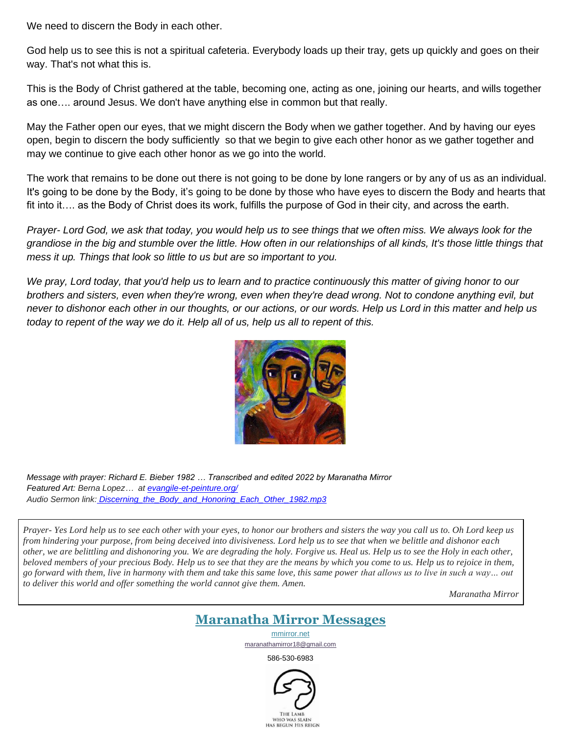We need to discern the Body in each other.

God help us to see this is not a spiritual cafeteria. Everybody loads up their tray, gets up quickly and goes on their way. That's not what this is.

This is the Body of Christ gathered at the table, becoming one, acting as one, joining our hearts, and wills together as one…. around Jesus. We don't have anything else in common but that really.

May the Father open our eyes, that we might discern the Body when we gather together. And by having our eyes open, begin to discern the body sufficiently so that we begin to give each other honor as we gather together and may we continue to give each other honor as we go into the world.

The work that remains to be done out there is not going to be done by lone rangers or by any of us as an individual. It's going to be done by the Body, it's going to be done by those who have eyes to discern the Body and hearts that fit into it…. as the Body of Christ does its work, fulfills the purpose of God in their city, and across the earth.

*Prayer- Lord God, we ask that today, you would help us to see things that we often miss. We always look for the grandiose in the big and stumble over the little. How often in our relationships of all kinds, It's those little things that mess it up. Things that look so little to us but are so important to you.*

*We pray, Lord today, that you'd help us to learn and to practice continuously this matter of giving honor to our brothers and sisters, even when they're wrong, even when they're dead wrong. Not to condone anything evil, but never to dishonor each other in our thoughts, or our actions, or our words. Help us Lord in this matter and help us today to repent of the way we do it. Help all of us, help us all to repent of this.*

*Message with prayer: Richard E. Bieber 1982 … Transcribed and edited 2022 by Maranatha Mirror*
*Featured Art: Berna Lopez… at [evangile-et-peinture.org/](evangile-et-peinture.org/)*
*Audio Sermon link: [Discerning_the_Body_and_Honoring_Each_Other_1982.mp3](Discerning_the_Body_and_Honoring_Each_Other_1982.mp3)*

*Prayer- Yes Lord help us to see each other with your eyes, to honor our brothers and sisters the way you call us to. Oh Lord keep us from hindering your purpose, from being deceived into divisiveness. Lord help us to see that when we belittle and dishonor each other, we are belittling and dishonoring you. We are degrading the holy. Forgive us. Heal us. Help us to see the Holy in each other, beloved members of your precious Body. Help us to see that they are the means by which you come to us. Help us to rejoice in them, go forward with them, live in harmony with them and take this same love, this same power that allows us to live in such a way… out to deliver this world and offer something the world cannot give them. Amen.*

*Maranatha Mirror*

## Maranatha Mirror Messages

mmirror.net
maranathamirror18@gmail.com
586-530-6983

THE LAMB WHO WAS SLAIN HAS BEGUN HIS REIGN